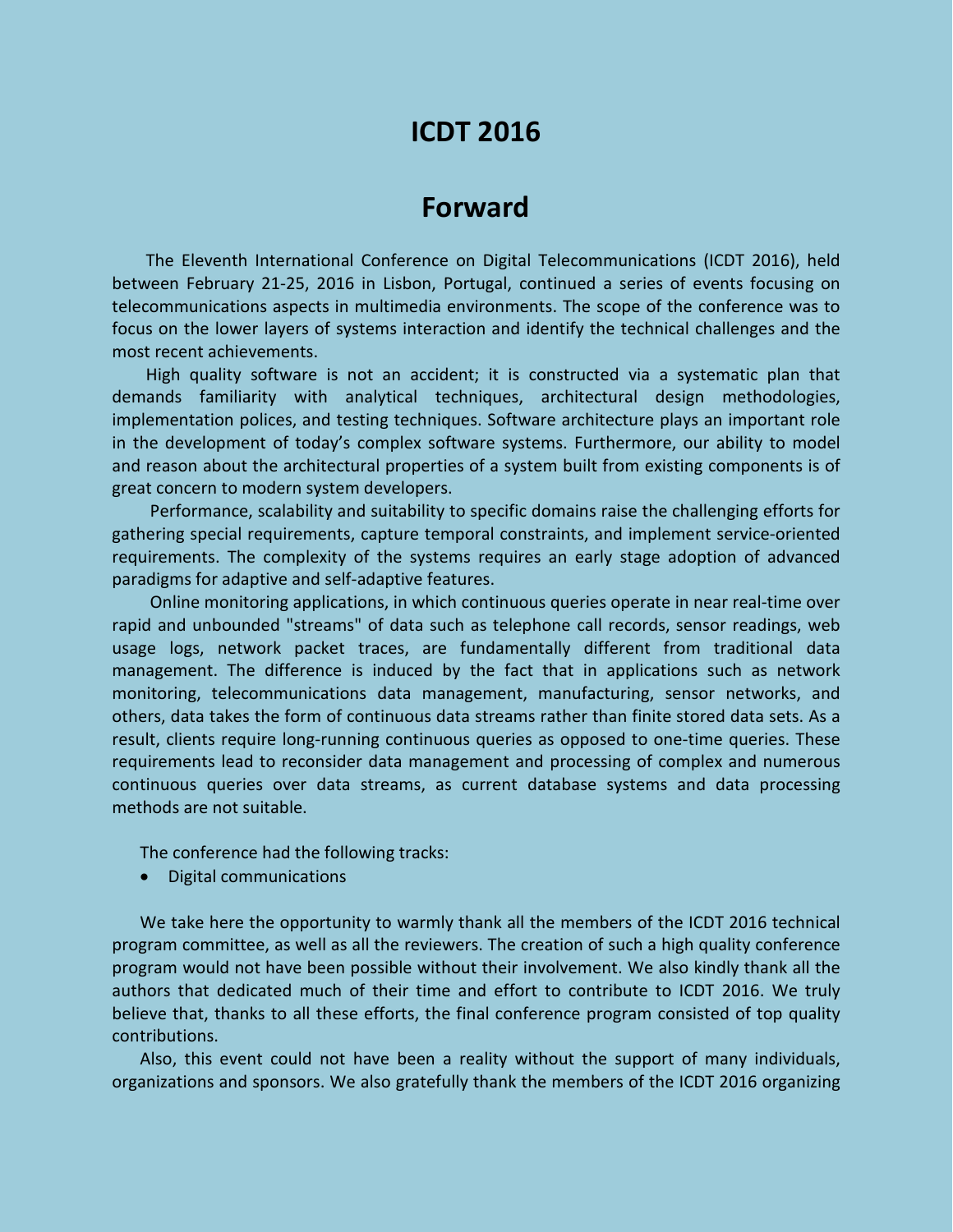# ICDT 2016

# Forward

The Eleventh International Conference on Digital Telecommunications (ICDT 2016), held between February 21-25, 2016 in Lisbon, Portugal, continued a series of events focusing on telecommunications aspects in multimedia environments. The scope of the conference was to focus on the lower layers of systems interaction and identify the technical challenges and the most recent achievements.

High quality software is not an accident; it is constructed via a systematic plan that demands familiarity with analytical techniques, architectural design methodologies, implementation polices, and testing techniques. Software architecture plays an important role in the development of today's complex software systems. Furthermore, our ability to model and reason about the architectural properties of a system built from existing components is of great concern to modern system developers.

Performance, scalability and suitability to specific domains raise the challenging efforts for gathering special requirements, capture temporal constraints, and implement service-oriented requirements. The complexity of the systems requires an early stage adoption of advanced paradigms for adaptive and self-adaptive features.

Online monitoring applications, in which continuous queries operate in near real-time over rapid and unbounded "streams" of data such as telephone call records, sensor readings, web usage logs, network packet traces, are fundamentally different from traditional data management. The difference is induced by the fact that in applications such as network monitoring, telecommunications data management, manufacturing, sensor networks, and others, data takes the form of continuous data streams rather than finite stored data sets. As a result, clients require long-running continuous queries as opposed to one-time queries. These requirements lead to reconsider data management and processing of complex and numerous continuous queries over data streams, as current database systems and data processing methods are not suitable.

The conference had the following tracks:

- Digital communications

We take here the opportunity to warmly thank all the members of the ICDT 2016 technical program committee, as well as all the reviewers. The creation of such a high quality conference program would not have been possible without their involvement. We also kindly thank all the authors that dedicated much of their time and effort to contribute to ICDT 2016. We truly believe that, thanks to all these efforts, the final conference program consisted of top quality contributions.

Also, this event could not have been a reality without the support of many individuals, organizations and sponsors. We also gratefully thank the members of the ICDT 2016 organizing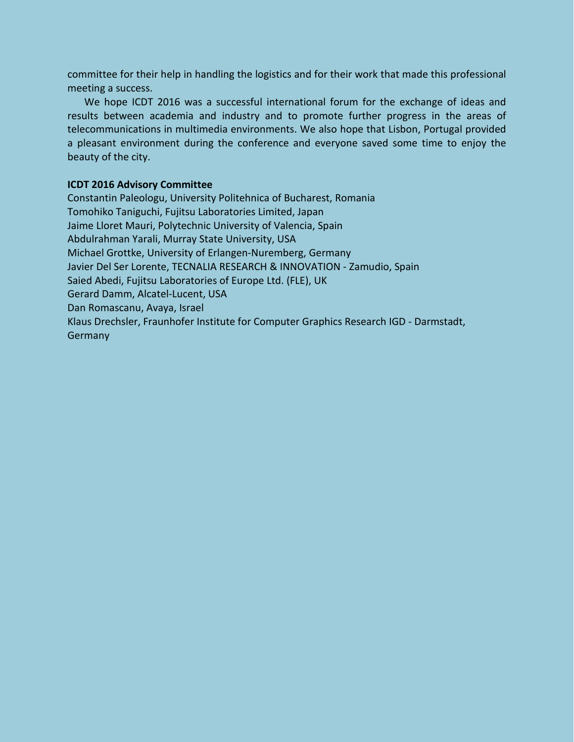committee for their help in handling the logistics and for their work that made this professional meeting a success.

We hope ICDT 2016 was a successful international forum for the exchange of ideas and results between academia and industry and to promote further progress in the areas of telecommunications in multimedia environments. We also hope that Lisbon, Portugal provided a pleasant environment during the conference and everyone saved some time to enjoy the beauty of the city.

**ICDT 2016 Advisory Committee**

Constantin Paleologu, University Politehnica of Bucharest, Romania
Tomohiko Taniguchi, Fujitsu Laboratories Limited, Japan
Jaime Lloret Mauri, Polytechnic University of Valencia, Spain
Abdulrahman Yarali, Murray State University, USA
Michael Grottke, University of Erlangen-Nuremberg, Germany
Javier Del Ser Lorente, TECNALIA RESEARCH & INNOVATION - Zamudio, Spain
Saied Abedi, Fujitsu Laboratories of Europe Ltd. (FLE), UK
Gerard Damm, Alcatel-Lucent, USA
Dan Romascanu, Avaya, Israel
Klaus Drechsler, Fraunhofer Institute for Computer Graphics Research IGD - Darmstadt, Germany